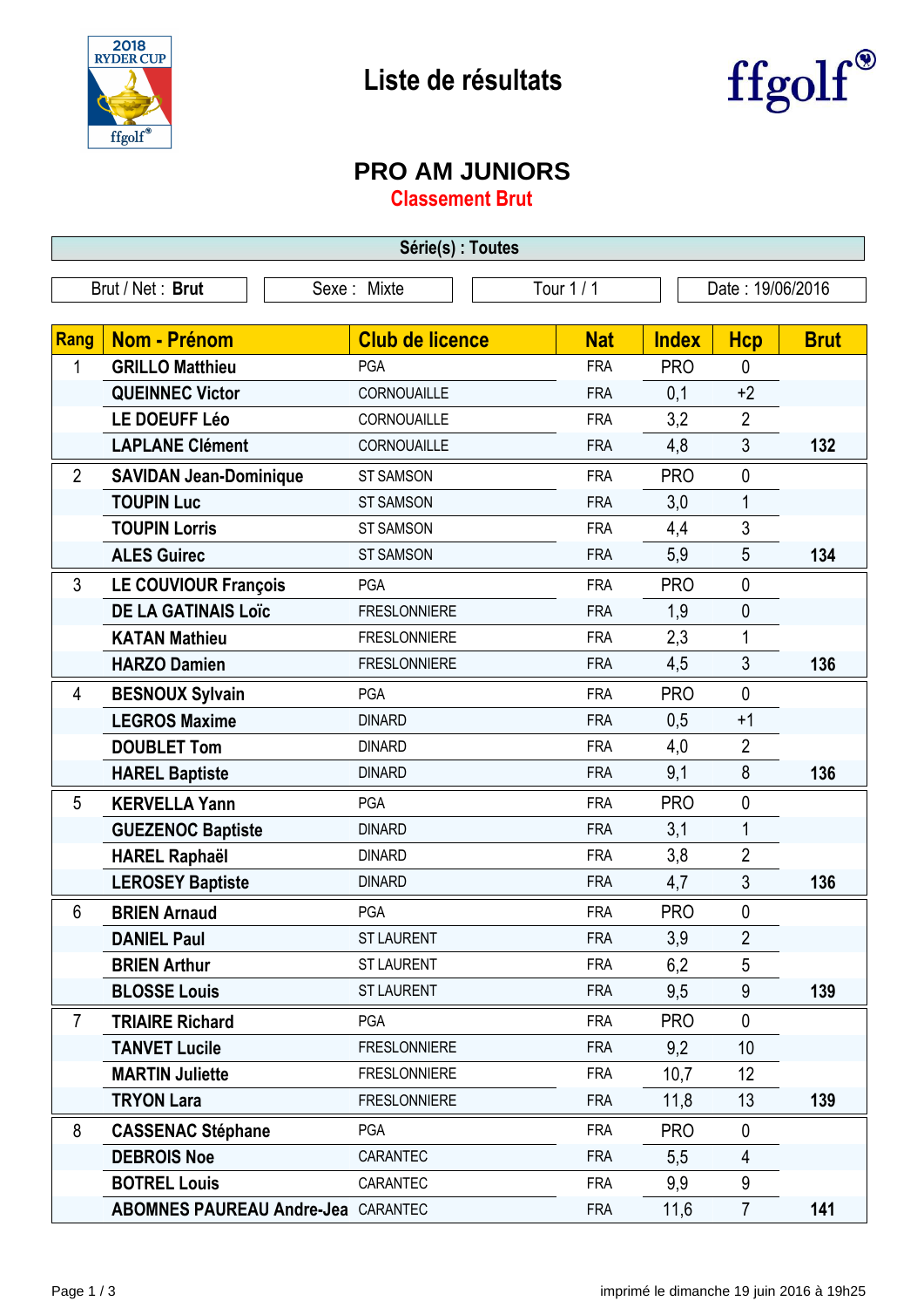# Liste de résultats

## PRO AM JUNIORS

### Classement Brut

Série(s) : Toutes

Brut / Net : **Brut** | Sexe : Mixte | Tour 1 / 1 | Date : 19/06/2016

| Rang | Nom - Prénom | Club de licence | Nat | Index | Hcp | Brut |
|---|---|---|---|---|---|---|
| 1 | **GRILLO Matthieu** | PGA | FRA | PRO | 0 | |
| | **QUEINNEC Victor** | CORNOUAILLE | FRA | 0,1 | +2 | |
| | **LE DOEUFF Léo** | CORNOUAILLE | FRA | 3,2 | 2 | |
| | **LAPLANE Clément** | CORNOUAILLE | FRA | 4,8 | 3 | **132** |
| 2 | **SAVIDAN Jean-Dominique** | ST SAMSON | FRA | PRO | 0 | |
| | **TOUPIN Luc** | ST SAMSON | FRA | 3,0 | 1 | |
| | **TOUPIN Lorris** | ST SAMSON | FRA | 4,4 | 3 | |
| | **ALES Guirec** | ST SAMSON | FRA | 5,9 | 5 | **134** |
| 3 | **LE COUVIOUR François** | PGA | FRA | PRO | 0 | |
| | **DE LA GATINAIS Loïc** | FRESLONNIERE | FRA | 1,9 | 0 | |
| | **KATAN Mathieu** | FRESLONNIERE | FRA | 2,3 | 1 | |
| | **HARZO Damien** | FRESLONNIERE | FRA | 4,5 | 3 | **136** |
| 4 | **BESNOUX Sylvain** | PGA | FRA | PRO | 0 | |
| | **LEGROS Maxime** | DINARD | FRA | 0,5 | +1 | |
| | **DOUBLET Tom** | DINARD | FRA | 4,0 | 2 | |
| | **HAREL Baptiste** | DINARD | FRA | 9,1 | 8 | **136** |
| 5 | **KERVELLA Yann** | PGA | FRA | PRO | 0 | |
| | **GUEZENOC Baptiste** | DINARD | FRA | 3,1 | 1 | |
| | **HAREL Raphaël** | DINARD | FRA | 3,8 | 2 | |
| | **LEROSEY Baptiste** | DINARD | FRA | 4,7 | 3 | **136** |
| 6 | **BRIEN Arnaud** | PGA | FRA | PRO | 0 | |
| | **DANIEL Paul** | ST LAURENT | FRA | 3,9 | 2 | |
| | **BRIEN Arthur** | ST LAURENT | FRA | 6,2 | 5 | |
| | **BLOSSE Louis** | ST LAURENT | FRA | 9,5 | 9 | **139** |
| 7 | **TRIAIRE Richard** | PGA | FRA | PRO | 0 | |
| | **TANVET Lucile** | FRESLONNIERE | FRA | 9,2 | 10 | |
| | **MARTIN Juliette** | FRESLONNIERE | FRA | 10,7 | 12 | |
| | **TRYON Lara** | FRESLONNIERE | FRA | 11,8 | 13 | **139** |
| 8 | **CASSENAC Stéphane** | PGA | FRA | PRO | 0 | |
| | **DEBROIS Noe** | CARANTEC | FRA | 5,5 | 4 | |
| | **BOTREL Louis** | CARANTEC | FRA | 9,9 | 9 | |
| | **ABOMNES PAUREAU Andre-Jea** | CARANTEC | FRA | 11,6 | 7 | **141** |

imprimé le dimanche 19 juin 2016 à 19h25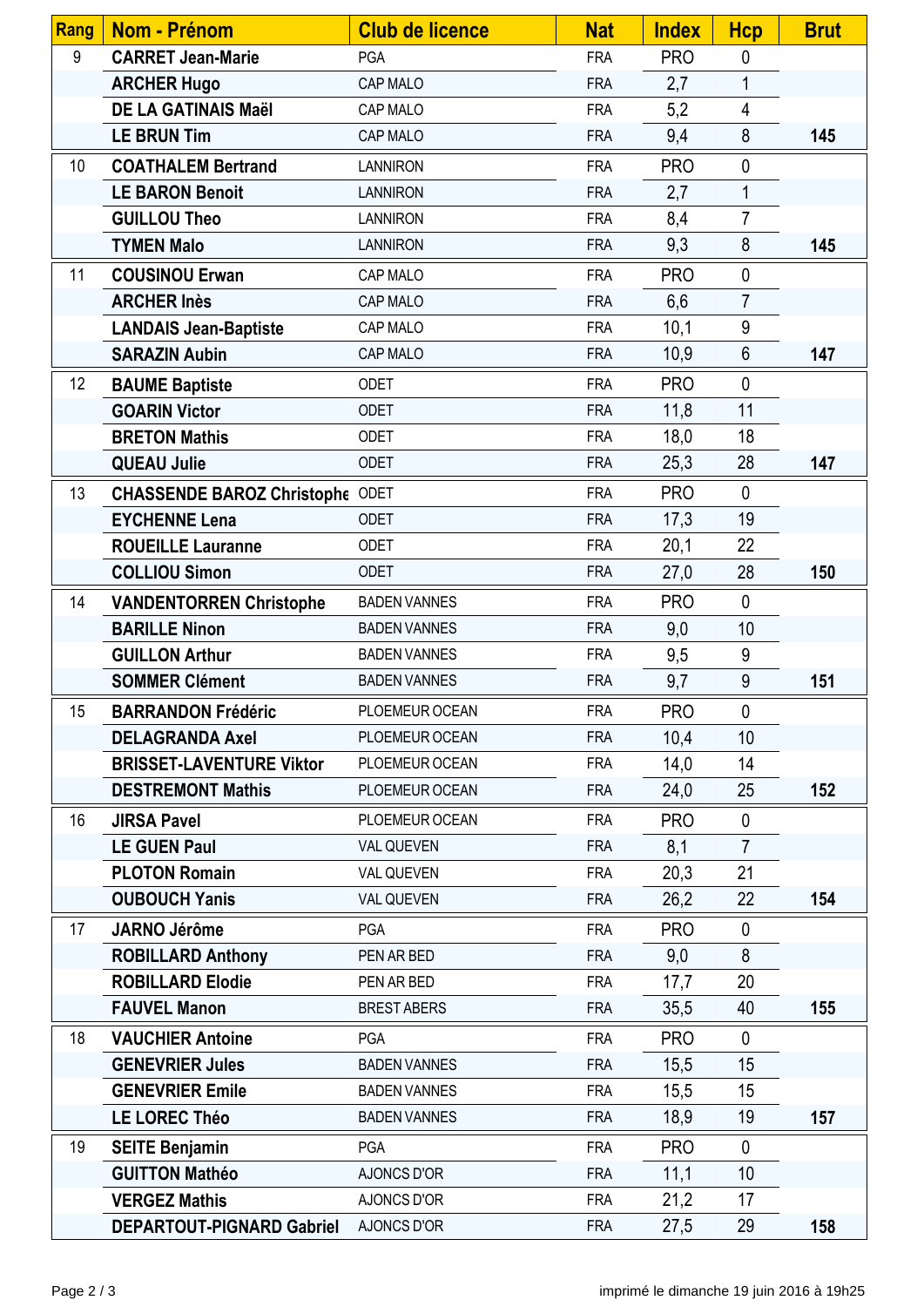| Rang | Nom - Prénom | Club de licence | Nat | Index | Hcp | Brut |
|---|---|---|---|---|---|---|
| 9 | **CARRET Jean-Marie** | PGA | FRA | PRO | 0 | |
| | **ARCHER Hugo** | CAP MALO | FRA | 2,7 | 1 | |
| | **DE LA GATINAIS Maël** | CAP MALO | FRA | 5,2 | 4 | |
| | **LE BRUN Tim** | CAP MALO | FRA | 9,4 | 8 | **145** |
| 10 | **COATHALEM Bertrand** | LANNIRON | FRA | PRO | 0 | |
| | **LE BARON Benoit** | LANNIRON | FRA | 2,7 | 1 | |
| | **GUILLOU Theo** | LANNIRON | FRA | 8,4 | 7 | |
| | **TYMEN Malo** | LANNIRON | FRA | 9,3 | 8 | **145** |
| 11 | **COUSINOU Erwan** | CAP MALO | FRA | PRO | 0 | |
| | **ARCHER Inès** | CAP MALO | FRA | 6,6 | 7 | |
| | **LANDAIS Jean-Baptiste** | CAP MALO | FRA | 10,1 | 9 | |
| | **SARAZIN Aubin** | CAP MALO | FRA | 10,9 | 6 | **147** |
| 12 | **BAUME Baptiste** | ODET | FRA | PRO | 0 | |
| | **GOARIN Victor** | ODET | FRA | 11,8 | 11 | |
| | **BRETON Mathis** | ODET | FRA | 18,0 | 18 | |
| | **QUEAU Julie** | ODET | FRA | 25,3 | 28 | **147** |
| 13 | **CHASSENDE BAROZ Christophe** | ODET | FRA | PRO | 0 | |
| | **EYCHENNE Lena** | ODET | FRA | 17,3 | 19 | |
| | **ROUEILLE Lauranne** | ODET | FRA | 20,1 | 22 | |
| | **COLLIOU Simon** | ODET | FRA | 27,0 | 28 | **150** |
| 14 | **VANDENTORREN Christophe** | BADEN VANNES | FRA | PRO | 0 | |
| | **BARILLE Ninon** | BADEN VANNES | FRA | 9,0 | 10 | |
| | **GUILLON Arthur** | BADEN VANNES | FRA | 9,5 | 9 | |
| | **SOMMER Clément** | BADEN VANNES | FRA | 9,7 | 9 | **151** |
| 15 | **BARRANDON Frédéric** | PLOEMEUR OCEAN | FRA | PRO | 0 | |
| | **DELAGRANDA Axel** | PLOEMEUR OCEAN | FRA | 10,4 | 10 | |
| | **BRISSET-LAVENTURE Viktor** | PLOEMEUR OCEAN | FRA | 14,0 | 14 | |
| | **DESTREMONT Mathis** | PLOEMEUR OCEAN | FRA | 24,0 | 25 | **152** |
| 16 | **JIRSA Pavel** | PLOEMEUR OCEAN | FRA | PRO | 0 | |
| | **LE GUEN Paul** | VAL QUEVEN | FRA | 8,1 | 7 | |
| | **PLOTON Romain** | VAL QUEVEN | FRA | 20,3 | 21 | |
| | **OUBOUCH Yanis** | VAL QUEVEN | FRA | 26,2 | 22 | **154** |
| 17 | **JARNO Jérôme** | PGA | FRA | PRO | 0 | |
| | **ROBILLARD Anthony** | PEN AR BED | FRA | 9,0 | 8 | |
| | **ROBILLARD Elodie** | PEN AR BED | FRA | 17,7 | 20 | |
| | **FAUVEL Manon** | BREST ABERS | FRA | 35,5 | 40 | **155** |
| 18 | **VAUCHIER Antoine** | PGA | FRA | PRO | 0 | |
| | **GENEVRIER Jules** | BADEN VANNES | FRA | 15,5 | 15 | |
| | **GENEVRIER Emile** | BADEN VANNES | FRA | 15,5 | 15 | |
| | **LE LOREC Théo** | BADEN VANNES | FRA | 18,9 | 19 | **157** |
| 19 | **SEITE Benjamin** | PGA | FRA | PRO | 0 | |
| | **GUITTON Mathéo** | AJONCS D'OR | FRA | 11,1 | 10 | |
| | **VERGEZ Mathis** | AJONCS D'OR | FRA | 21,2 | 17 | |
| | **DEPARTOUT-PIGNARD Gabriel** | AJONCS D'OR | FRA | 27,5 | 29 | **158** |

imprimé le dimanche 19 juin 2016 à 19h25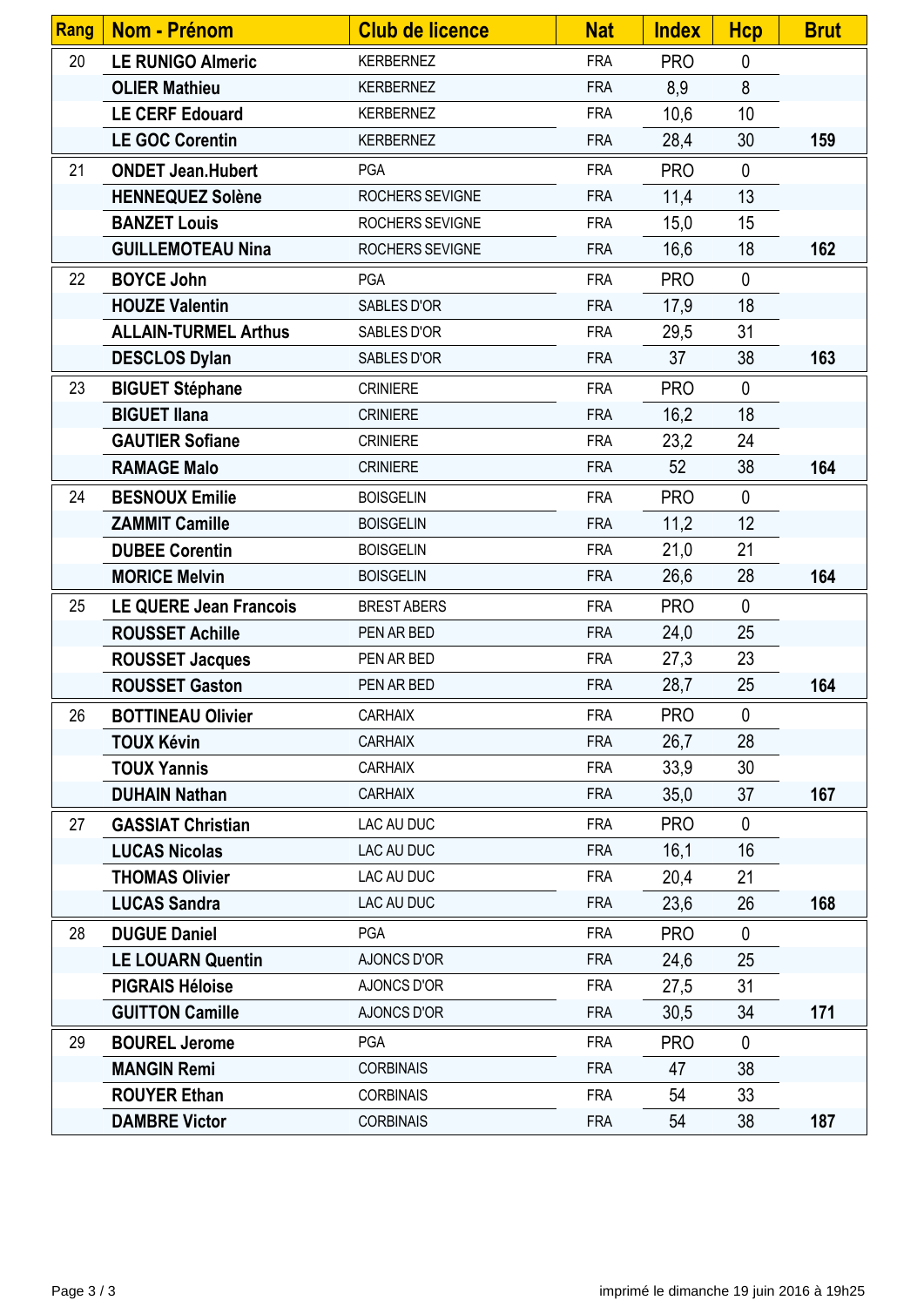| Rang | Nom - Prénom | Club de licence | Nat | Index | Hcp | Brut |
|---|---|---|---|---|---|---|
| 20 | **LE RUNIGO Almeric** | KERBERNEZ | FRA | PRO | 0 | |
| | **OLIER Mathieu** | KERBERNEZ | FRA | 8,9 | 8 | |
| | **LE CERF Edouard** | KERBERNEZ | FRA | 10,6 | 10 | |
| | **LE GOC Corentin** | KERBERNEZ | FRA | 28,4 | 30 | **159** |
| 21 | **ONDET Jean.Hubert** | PGA | FRA | PRO | 0 | |
| | **HENNEQUEZ Solène** | ROCHERS SEVIGNE | FRA | 11,4 | 13 | |
| | **BANZET Louis** | ROCHERS SEVIGNE | FRA | 15,0 | 15 | |
| | **GUILLEMOTEAU Nina** | ROCHERS SEVIGNE | FRA | 16,6 | 18 | **162** |
| 22 | **BOYCE John** | PGA | FRA | PRO | 0 | |
| | **HOUZE Valentin** | SABLES D'OR | FRA | 17,9 | 18 | |
| | **ALLAIN-TURMEL Arthus** | SABLES D'OR | FRA | 29,5 | 31 | |
| | **DESCLOS Dylan** | SABLES D'OR | FRA | 37 | 38 | **163** |
| 23 | **BIGUET Stéphane** | CRINIERE | FRA | PRO | 0 | |
| | **BIGUET Ilana** | CRINIERE | FRA | 16,2 | 18 | |
| | **GAUTIER Sofiane** | CRINIERE | FRA | 23,2 | 24 | |
| | **RAMAGE Malo** | CRINIERE | FRA | 52 | 38 | **164** |
| 24 | **BESNOUX Emilie** | BOISGELIN | FRA | PRO | 0 | |
| | **ZAMMIT Camille** | BOISGELIN | FRA | 11,2 | 12 | |
| | **DUBEE Corentin** | BOISGELIN | FRA | 21,0 | 21 | |
| | **MORICE Melvin** | BOISGELIN | FRA | 26,6 | 28 | **164** |
| 25 | **LE QUERE Jean Francois** | BREST ABERS | FRA | PRO | 0 | |
| | **ROUSSET Achille** | PEN AR BED | FRA | 24,0 | 25 | |
| | **ROUSSET Jacques** | PEN AR BED | FRA | 27,3 | 23 | |
| | **ROUSSET Gaston** | PEN AR BED | FRA | 28,7 | 25 | **164** |
| 26 | **BOTTINEAU Olivier** | CARHAIX | FRA | PRO | 0 | |
| | **TOUX Kévin** | CARHAIX | FRA | 26,7 | 28 | |
| | **TOUX Yannis** | CARHAIX | FRA | 33,9 | 30 | |
| | **DUHAIN Nathan** | CARHAIX | FRA | 35,0 | 37 | **167** |
| 27 | **GASSIAT Christian** | LAC AU DUC | FRA | PRO | 0 | |
| | **LUCAS Nicolas** | LAC AU DUC | FRA | 16,1 | 16 | |
| | **THOMAS Olivier** | LAC AU DUC | FRA | 20,4 | 21 | |
| | **LUCAS Sandra** | LAC AU DUC | FRA | 23,6 | 26 | **168** |
| 28 | **DUGUE Daniel** | PGA | FRA | PRO | 0 | |
| | **LE LOUARN Quentin** | AJONCS D'OR | FRA | 24,6 | 25 | |
| | **PIGRAIS Héloise** | AJONCS D'OR | FRA | 27,5 | 31 | |
| | **GUITTON Camille** | AJONCS D'OR | FRA | 30,5 | 34 | **171** |
| 29 | **BOUREL Jerome** | PGA | FRA | PRO | 0 | |
| | **MANGIN Remi** | CORBINAIS | FRA | 47 | 38 | |
| | **ROUYER Ethan** | CORBINAIS | FRA | 54 | 33 | |
| | **DAMBRE Victor** | CORBINAIS | FRA | 54 | 38 | **187** |

imprimé le dimanche 19 juin 2016 à 19h25